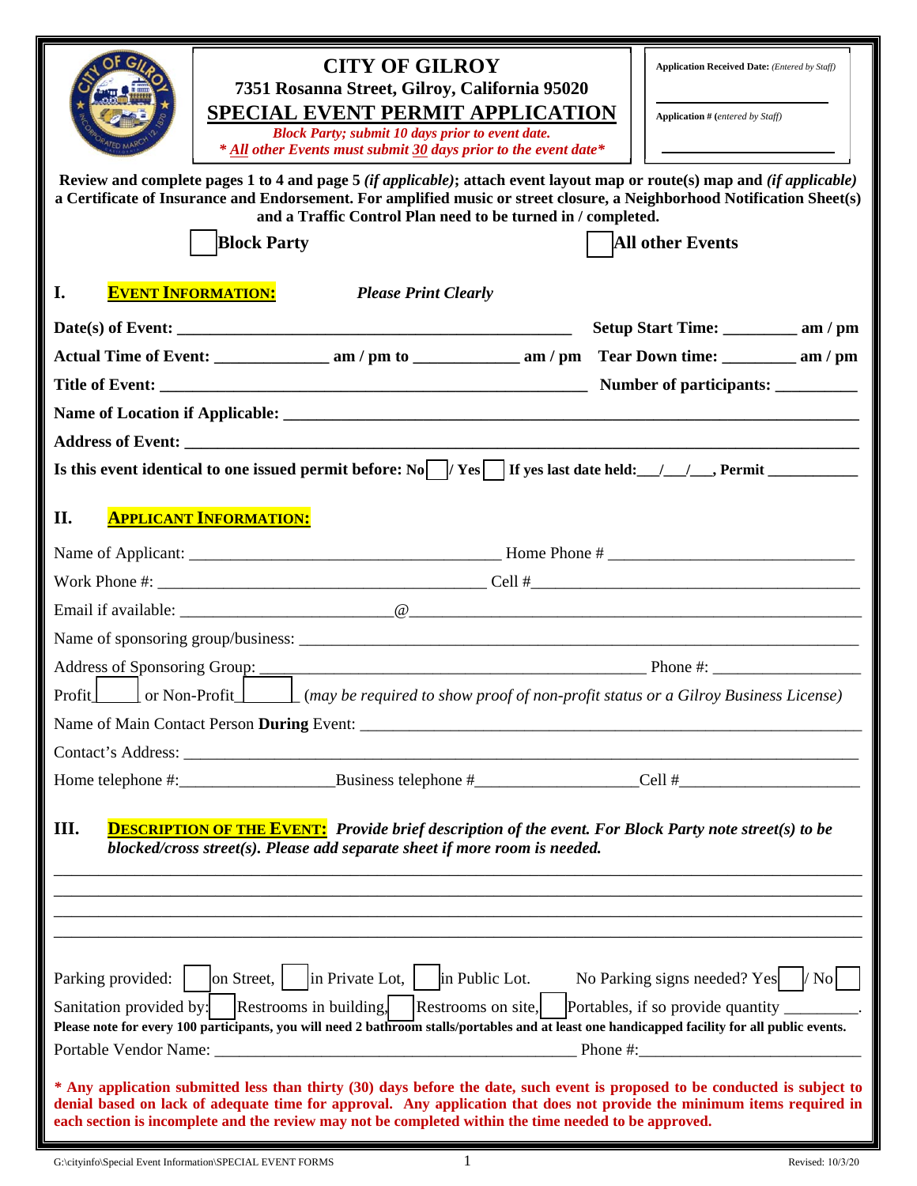# CITY OF GILROY

**7351 Rosanna Street, Gilroy, California 95020**

## SPECIAL EVENT PERMIT APPLICATION

***Block Party; submit 10 days prior to event date.***

***\* All other Events must submit 30 days prior to the event date\****

**Application Received Date:** *(Entered by Staff)* ______________________

**Application #** *(entered by Staff)* ______________________

**Review and complete pages 1 to 4 and page 5 *(if applicable)*; attach event layout map or route(s) map and *(if applicable)* a Certificate of Insurance and Endorsement. For amplified music or street closure, a Neighborhood Notification Sheet(s) and a Traffic Control Plan need to be turned in / completed.**

☐ **Block Party** ☐ **All other Events**

## I. EVENT INFORMATION: *Please Print Clearly*

**Date(s) of Event:** ______________________________________________ **Setup Start Time:** _________ **am / pm**

**Actual Time of Event:** ______________ **am / pm to** _____________ **am / pm** **Tear Down time:** _________ **am / pm**

**Title of Event:** ______________________________________________ **Number of participants:** __________

**Name of Location if Applicable:** ______________________________________________

**Address of Event:** ______________________________________________

**Is this event identical to one issued permit before: No** ☐ **/ Yes** ☐ **If yes last date held:** ___/___/___**, Permit** ___________

## II. APPLICANT INFORMATION:

Name of Applicant: ______________________________________ Home Phone # ______________________________

Work Phone #: ________________________________________ Cell #________________________________________

Email if available: ________________________@__________________________________________________

Name of sponsoring group/business: ______________________________________________________________

Address of Sponsoring Group: ______________________________________________ Phone #: __________________

Profit ☐ or Non-Profit ☐ *(may be required to show proof of non-profit status or a Gilroy Business License)*

Name of Main Contact Person **During** Event: ______________________________________________________

Contact's Address: ______________________________________________________________________________

Home telephone #:__________________Business telephone #___________________Cell #______________________

## III. DESCRIPTION OF THE EVENT: *Provide brief description of the event. For Block Party note street(s) to be blocked/cross street(s). Please add separate sheet if more room is needed.*

________________________________________________________________________________________________

________________________________________________________________________________________________

________________________________________________________________________________________________

________________________________________________________________________________________________

Parking provided: ☐ on Street, ☐ in Private Lot, ☐ in Public Lot. No Parking signs needed? Yes ☐ / No ☐

Sanitation provided by: ☐ Restrooms in building, ☐ Restrooms on site, ☐ Portables, if so provide quantity _________.

**Please note for every 100 participants, you will need 2 bathroom stalls/portables and at least one handicapped facility for all public events.**

Portable Vendor Name: ____________________________________________ Phone #:__________________________

**\* Any application submitted less than thirty (30) days before the date, such event is proposed to be conducted is subject to denial based on lack of adequate time for approval. Any application that does not provide the minimum items required in each section is incomplete and the review may not be completed within the time needed to be approved.**

G:\cityinfo\Special Event Information\SPECIAL EVENT FORMS Revised: 10/3/20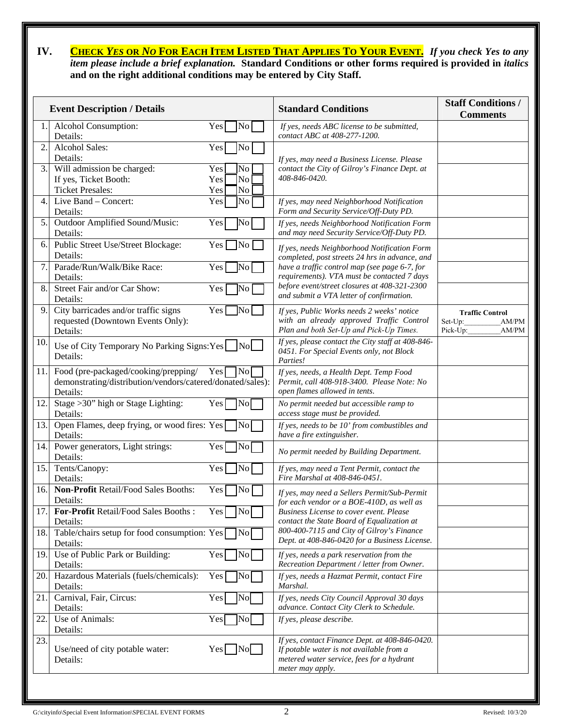## IV. CHECK *YES* OR *NO* FOR EACH ITEM LISTED THAT APPLIES TO YOUR EVENT. *If you check Yes to any item please include a brief explanation.* **Standard Conditions or other forms required is provided in *italics* and on the right additional conditions may be entered by City Staff.**

| | Event Description / Details | Standard Conditions | Staff Conditions / Comments |
|---|---|---|---|
| 1. | Alcohol Consumption: Yes ☐ No ☐<br>Details: | *If yes, needs ABC license to be submitted, contact ABC at 408-277-1200.* | |
| 2. | Alcohol Sales: Yes ☐ No ☐<br>Details: | *If yes, may need a Business License. Please contact the City of Gilroy's Finance Dept. at 408-846-0420.* | |
| 3. | Will admission be charged: Yes ☐ No ☐<br>If yes, Ticket Booth: Yes ☐ No ☐<br>Ticket Presales: Yes ☐ No ☐ | | |
| 4. | Live Band – Concert: Yes ☐ No ☐<br>Details: | *If yes, may need Neighborhood Notification Form and Security Service/Off-Duty PD.* | |
| 5. | Outdoor Amplified Sound/Music: Yes ☐ No ☐<br>Details: | *If yes, needs Neighborhood Notification Form and may need Security Service/Off-Duty PD.* | |
| 6. | Public Street Use/Street Blockage: Yes ☐ No ☐<br>Details: | *If yes, needs Neighborhood Notification Form completed, post streets 24 hrs in advance, and have a traffic control map (see page 6-7, for requirements). VTA must be contacted 7 days before event/street closures at 408-321-2300 and submit a VTA letter of confirmation.* | |
| 7. | Parade/Run/Walk/Bike Race: Yes ☐ No ☐<br>Details: | | |
| 8. | Street Fair and/or Car Show: Yes ☐ No ☐<br>Details: | | |
| 9. | City barricades and/or traffic signs requested (Downtown Events Only): Yes ☐ No ☐<br>Details: | *If yes, Public Works needs 2 weeks' notice with an already approved Traffic Control Plan and both Set-Up and Pick-Up Times.* | **Traffic Control**<br>Set-Up:\_\_\_\_\_\_\_\_\_ AM/PM<br>Pick-Up:\_\_\_\_\_\_\_\_\_ AM/PM |
| 10. | Use of City Temporary No Parking Signs: Yes ☐ No ☐<br>Details: | *If yes, please contact the City staff at 408-846-0451. For Special Events only, not Block Parties!* | |
| 11. | Food (pre-packaged/cooking/prepping/demonstrating/distribution/vendors/catered/donated/sales): Yes ☐ No ☐<br>Details: | *If yes, needs, a Health Dept. Temp Food Permit, call 408-918-3400. Please Note: No open flames allowed in tents.* | |
| 12. | Stage >30" high or Stage Lighting: Yes ☐ No ☐<br>Details: | *No permit needed but accessible ramp to access stage must be provided.* | |
| 13. | Open Flames, deep frying, or wood fires: Yes ☐ No ☐<br>Details: | *If yes, needs to be 10' from combustibles and have a fire extinguisher.* | |
| 14. | Power generators, Light strings: Yes ☐ No ☐<br>Details: | *No permit needed by Building Department.* | |
| 15. | Tents/Canopy: Yes ☐ No ☐<br>Details: | *If yes, may need a Tent Permit, contact the Fire Marshal at 408-846-0451.* | |
| 16. | **Non-Profit** Retail/Food Sales Booths: Yes ☐ No ☐<br>Details: | *If yes, may need a Sellers Permit/Sub-Permit for each vendor or a BOE-410D, as well as Business License to cover event. Please contact the State Board of Equalization at 800-400-7115 and City of Gilroy's Finance Dept. at 408-846-0420 for a Business License.* | |
| 17. | **For-Profit** Retail/Food Sales Booths : Yes ☐ No ☐<br>Details: | | |
| 18. | Table/chairs setup for food consumption: Yes ☐ No ☐<br>Details: | | |
| 19. | Use of Public Park or Building: Yes ☐ No ☐<br>Details: | *If yes, needs a park reservation from the Recreation Department / letter from Owner.* | |
| 20. | Hazardous Materials (fuels/chemicals): Yes ☐ No ☐<br>Details: | *If yes, needs a Hazmat Permit, contact Fire Marshal.* | |
| 21. | Carnival, Fair, Circus: Yes ☐ No ☐<br>Details: | *If yes, needs City Council Approval 30 days advance. Contact City Clerk to Schedule.* | |
| 22. | Use of Animals: Yes ☐ No ☐<br>Details: | *If yes, please describe.* | |
| 23. | Use/need of city potable water: Yes ☐ No ☐<br>Details: | *If yes, contact Finance Dept. at 408-846-0420. If potable water is not available from a metered water service, fees for a hydrant meter may apply.* | |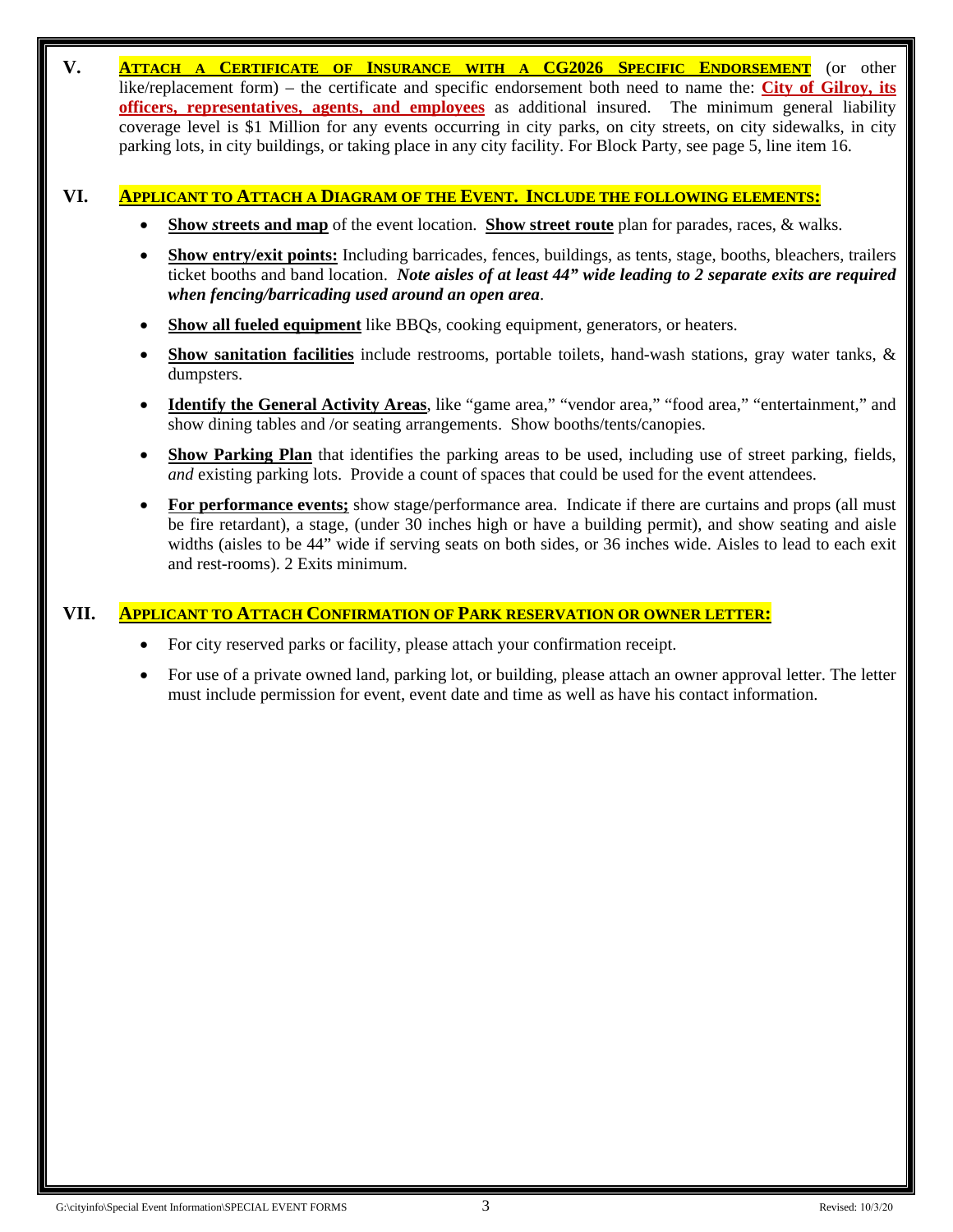**V.** **Attach a Certificate of Insurance with a CG2026 Specific Endorsement** (or other like/replacement form) – the certificate and specific endorsement both need to name the: **City of Gilroy, its officers, representatives, agents, and employees** as additional insured. The minimum general liability coverage level is $1 Million for any events occurring in city parks, on city streets, on city sidewalks, in city parking lots, in city buildings, or taking place in any city facility. For Block Party, see page 5, line item 16.

**VI.** **Applicant to Attach a Diagram of the Event. Include the following elements:**

- **Show streets and map** of the event location. **Show street route** plan for parades, races, & walks.
- **Show entry/exit points:** Including barricades, fences, buildings, as tents, stage, booths, bleachers, trailers ticket booths and band location. ***Note aisles of at least 44" wide leading to 2 separate exits are required when fencing/barricading used around an open area***.
- **Show all fueled equipment** like BBQs, cooking equipment, generators, or heaters.
- **Show sanitation facilities** include restrooms, portable toilets, hand-wash stations, gray water tanks, & dumpsters.
- **Identify the General Activity Areas**, like "game area," "vendor area," "food area," "entertainment," and show dining tables and /or seating arrangements. Show booths/tents/canopies.
- **Show Parking Plan** that identifies the parking areas to be used, including use of street parking, fields, *and* existing parking lots. Provide a count of spaces that could be used for the event attendees.
- **For performance events;** show stage/performance area. Indicate if there are curtains and props (all must be fire retardant), a stage, (under 30 inches high or have a building permit), and show seating and aisle widths (aisles to be 44" wide if serving seats on both sides, or 36 inches wide. Aisles to lead to each exit and rest-rooms). 2 Exits minimum.

**VII.** **Applicant to Attach Confirmation of Park reservation or owner letter:**

- For city reserved parks or facility, please attach your confirmation receipt.
- For use of a private owned land, parking lot, or building, please attach an owner approval letter. The letter must include permission for event, event date and time as well as have his contact information.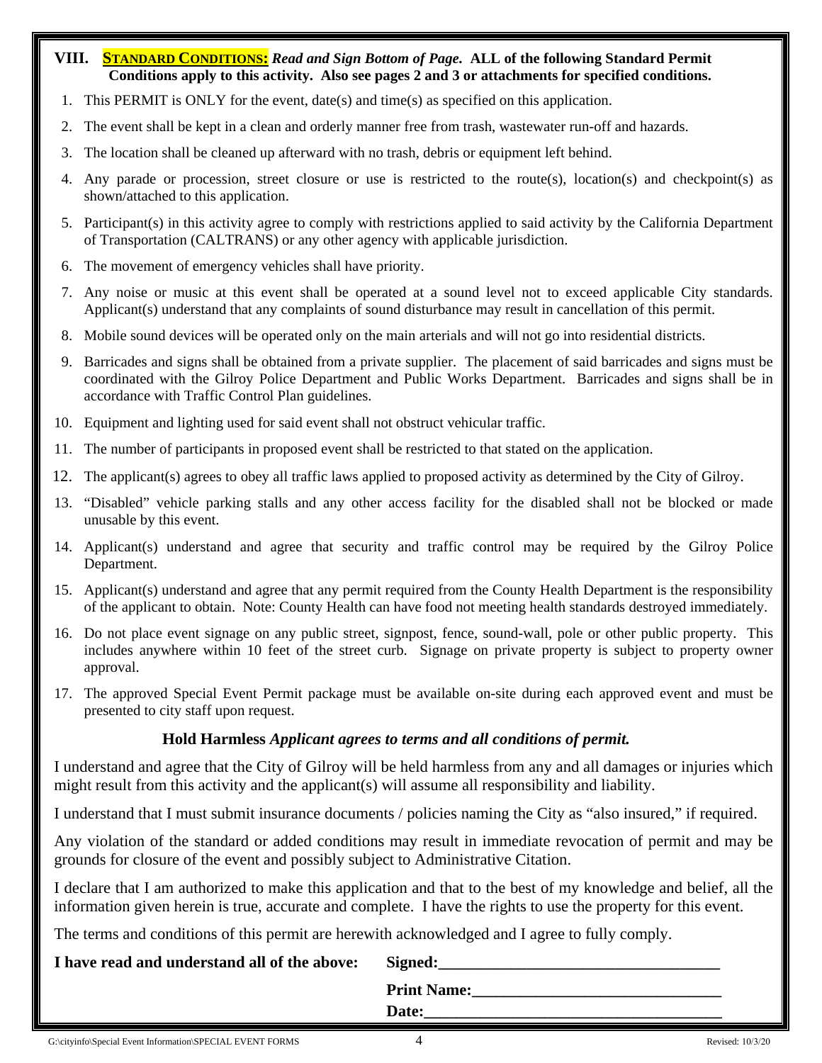## VIII. STANDARD CONDITIONS: *Read and Sign Bottom of Page.* ALL of the following Standard Permit Conditions apply to this activity. Also see pages 2 and 3 or attachments for specified conditions.

1. This PERMIT is ONLY for the event, date(s) and time(s) as specified on this application.
2. The event shall be kept in a clean and orderly manner free from trash, wastewater run-off and hazards.
3. The location shall be cleaned up afterward with no trash, debris or equipment left behind.
4. Any parade or procession, street closure or use is restricted to the route(s), location(s) and checkpoint(s) as shown/attached to this application.
5. Participant(s) in this activity agree to comply with restrictions applied to said activity by the California Department of Transportation (CALTRANS) or any other agency with applicable jurisdiction.
6. The movement of emergency vehicles shall have priority.
7. Any noise or music at this event shall be operated at a sound level not to exceed applicable City standards. Applicant(s) understand that any complaints of sound disturbance may result in cancellation of this permit.
8. Mobile sound devices will be operated only on the main arterials and will not go into residential districts.
9. Barricades and signs shall be obtained from a private supplier. The placement of said barricades and signs must be coordinated with the Gilroy Police Department and Public Works Department. Barricades and signs shall be in accordance with Traffic Control Plan guidelines.
10. Equipment and lighting used for said event shall not obstruct vehicular traffic.
11. The number of participants in proposed event shall be restricted to that stated on the application.
12. The applicant(s) agrees to obey all traffic laws applied to proposed activity as determined by the City of Gilroy.
13. "Disabled" vehicle parking stalls and any other access facility for the disabled shall not be blocked or made unusable by this event.
14. Applicant(s) understand and agree that security and traffic control may be required by the Gilroy Police Department.
15. Applicant(s) understand and agree that any permit required from the County Health Department is the responsibility of the applicant to obtain. Note: County Health can have food not meeting health standards destroyed immediately.
16. Do not place event signage on any public street, signpost, fence, sound-wall, pole or other public property. This includes anywhere within 10 feet of the street curb. Signage on private property is subject to property owner approval.
17. The approved Special Event Permit package must be available on-site during each approved event and must be presented to city staff upon request.

### Hold Harmless *Applicant agrees to terms and all conditions of permit.*

I understand and agree that the City of Gilroy will be held harmless from any and all damages or injuries which might result from this activity and the applicant(s) will assume all responsibility and liability.

I understand that I must submit insurance documents / policies naming the City as "also insured," if required.

Any violation of the standard or added conditions may result in immediate revocation of permit and may be grounds for closure of the event and possibly subject to Administrative Citation.

I declare that I am authorized to make this application and that to the best of my knowledge and belief, all the information given herein is true, accurate and complete. I have the rights to use the property for this event.

The terms and conditions of this permit are herewith acknowledged and I agree to fully comply.

**I have read and understand all of the above:** **Signed:**___________________________________

**Print Name:**_______________________________

**Date:**_____________________________________

G:\cityinfo\Special Event Information\SPECIAL EVENT FORMS Revised: 10/3/20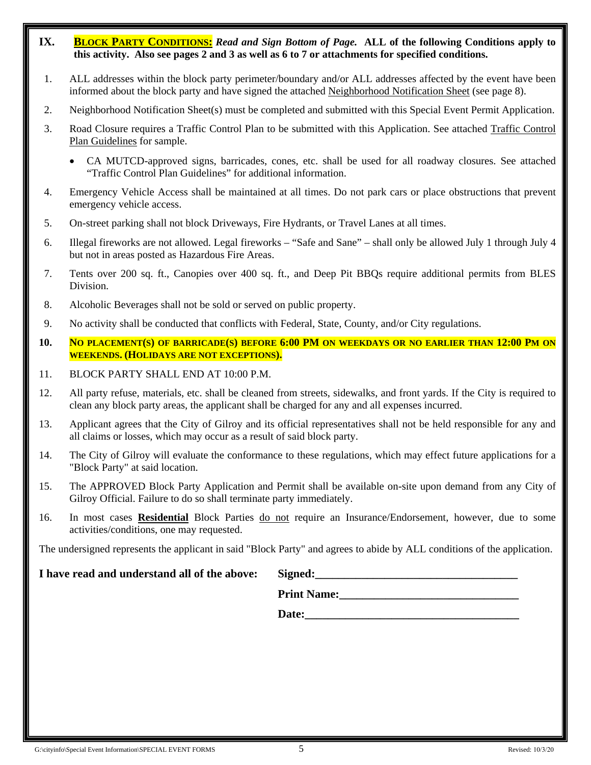## IX. **BLOCK PARTY CONDITIONS:** ***Read and Sign Bottom of Page.*** **ALL of the following Conditions apply to this activity. Also see pages 2 and 3 as well as 6 to 7 or attachments for specified conditions.**

1. ALL addresses within the block party perimeter/boundary and/or ALL addresses affected by the event have been informed about the block party and have signed the attached Neighborhood Notification Sheet (see page 8).
2. Neighborhood Notification Sheet(s) must be completed and submitted with this Special Event Permit Application.
3. Road Closure requires a Traffic Control Plan to be submitted with this Application. See attached Traffic Control Plan Guidelines for sample.
   - CA MUTCD-approved signs, barricades, cones, etc. shall be used for all roadway closures. See attached "Traffic Control Plan Guidelines" for additional information.
4. Emergency Vehicle Access shall be maintained at all times. Do not park cars or place obstructions that prevent emergency vehicle access.
5. On-street parking shall not block Driveways, Fire Hydrants, or Travel Lanes at all times.
6. Illegal fireworks are not allowed. Legal fireworks – "Safe and Sane" – shall only be allowed July 1 through July 4 but not in areas posted as Hazardous Fire Areas.
7. Tents over 200 sq. ft., Canopies over 400 sq. ft., and Deep Pit BBQs require additional permits from BLES Division.
8. Alcoholic Beverages shall not be sold or served on public property.
9. No activity shall be conducted that conflicts with Federal, State, County, and/or City regulations.
10. **NO PLACEMENT(S) OF BARRICADE(S) BEFORE 6:00 PM ON WEEKDAYS OR NO EARLIER THAN 12:00 PM ON WEEKENDS. (HOLIDAYS ARE NOT EXCEPTIONS).**
11. BLOCK PARTY SHALL END AT 10:00 P.M.
12. All party refuse, materials, etc. shall be cleaned from streets, sidewalks, and front yards. If the City is required to clean any block party areas, the applicant shall be charged for any and all expenses incurred.
13. Applicant agrees that the City of Gilroy and its official representatives shall not be held responsible for any and all claims or losses, which may occur as a result of said block party.
14. The City of Gilroy will evaluate the conformance to these regulations, which may effect future applications for a "Block Party" at said location.
15. The APPROVED Block Party Application and Permit shall be available on-site upon demand from any City of Gilroy Official. Failure to do so shall terminate party immediately.
16. In most cases **Residential** Block Parties do not require an Insurance/Endorsement, however, due to some activities/conditions, one may requested.

The undersigned represents the applicant in said "Block Party" and agrees to abide by ALL conditions of the application.

**I have read and understand all of the above:** **Signed:**___________________________________

**Print Name:**______________________________

**Date:**____________________________________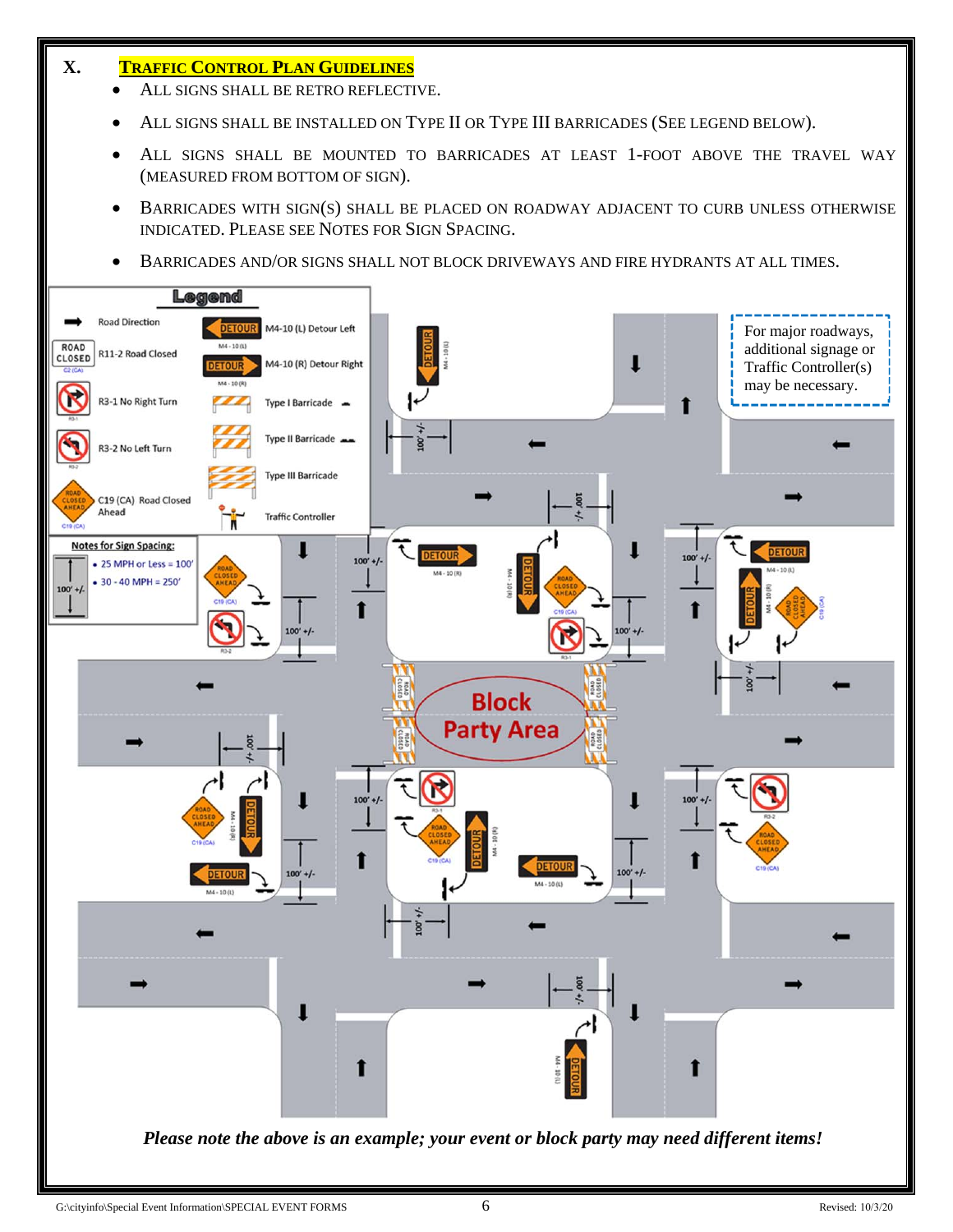# X. TRAFFIC CONTROL PLAN GUIDELINES

- ALL SIGNS SHALL BE RETRO REFLECTIVE.
- ALL SIGNS SHALL BE INSTALLED ON TYPE II OR TYPE III BARRICADES (SEE LEGEND BELOW).
- ALL SIGNS SHALL BE MOUNTED TO BARRICADES AT LEAST 1-FOOT ABOVE THE TRAVEL WAY (MEASURED FROM BOTTOM OF SIGN).
- BARRICADES WITH SIGN(S) SHALL BE PLACED ON ROADWAY ADJACENT TO CURB UNLESS OTHERWISE INDICATED. PLEASE SEE NOTES FOR SIGN SPACING.
- BARRICADES AND/OR SIGNS SHALL NOT BLOCK DRIVEWAYS AND FIRE HYDRANTS AT ALL TIMES.

**Legend**

- Road Direction
- R11-2 Road Closed
- R3-1 No Right Turn
- R3-2 No Left Turn
- C19 (CA) Road Closed Ahead
- M4-10 (L) Detour Left
- M4-10 (R) Detour Right
- Type I Barricade
- Type II Barricade
- Type III Barricade
- Traffic Controller

**Notes for Sign Spacing:**

- 25 MPH or Less = 100'
- 30 - 40 MPH = 250'

For major roadways, additional signage or Traffic Controller(s) may be necessary.

Block Party Area

*Please note the above is an example; your event or block party may need different items!*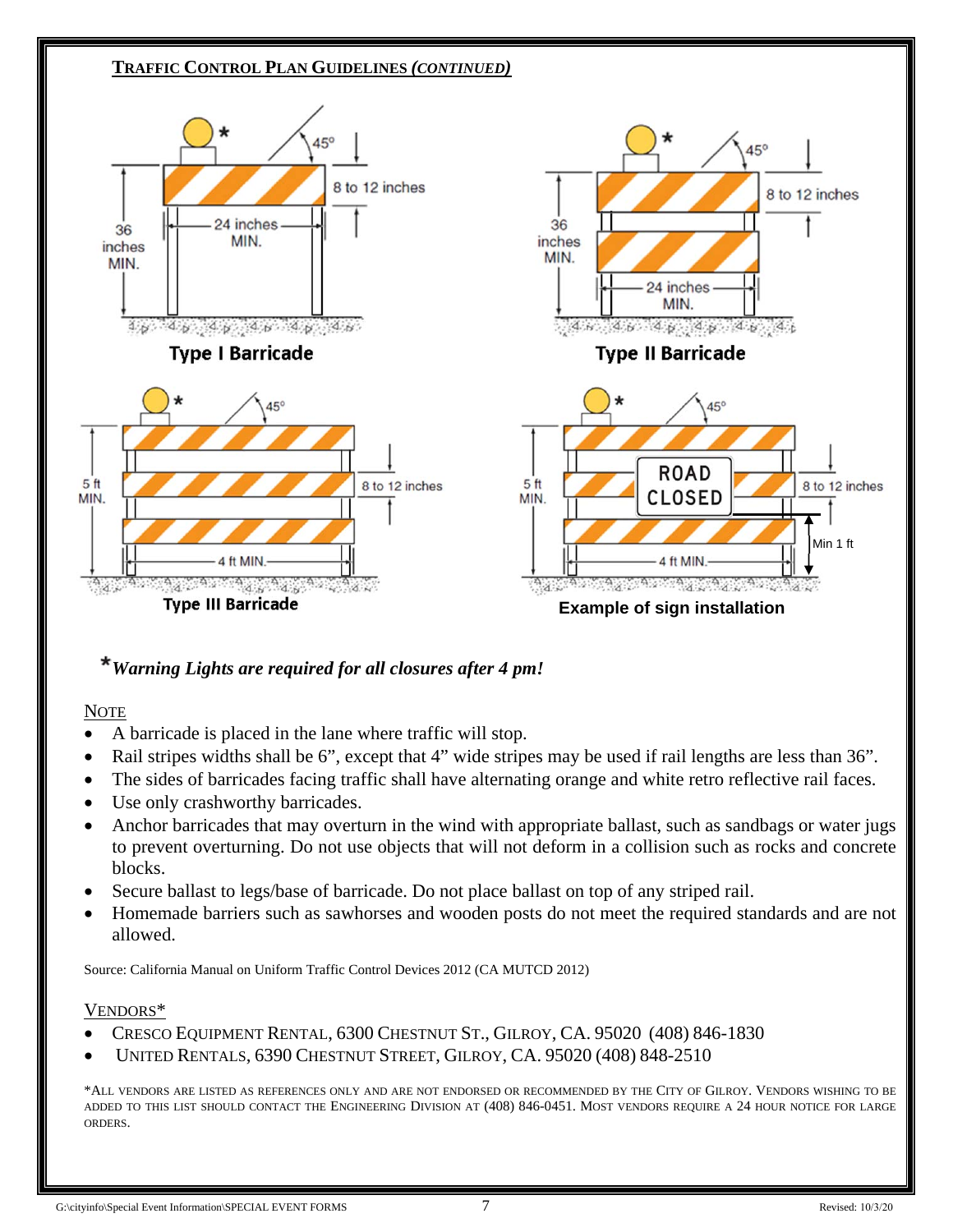## TRAFFIC CONTROL PLAN GUIDELINES *(CONTINUED)*

**Type I Barricade**

**Type II Barricade**

**Type III Barricade**

**Example of sign installation**

***Warning Lights are required for all closures after 4 pm!***

NOTE

- A barricade is placed in the lane where traffic will stop.
- Rail stripes widths shall be 6", except that 4" wide stripes may be used if rail lengths are less than 36".
- The sides of barricades facing traffic shall have alternating orange and white retro reflective rail faces.
- Use only crashworthy barricades.
- Anchor barricades that may overturn in the wind with appropriate ballast, such as sandbags or water jugs to prevent overturning. Do not use objects that will not deform in a collision such as rocks and concrete blocks.
- Secure ballast to legs/base of barricade. Do not place ballast on top of any striped rail.
- Homemade barriers such as sawhorses and wooden posts do not meet the required standards and are not allowed.

Source: California Manual on Uniform Traffic Control Devices 2012 (CA MUTCD 2012)

VENDORS*

- CRESCO EQUIPMENT RENTAL, 6300 CHESTNUT ST., GILROY, CA. 95020 (408) 846-1830
- UNITED RENTALS, 6390 CHESTNUT STREET, GILROY, CA. 95020 (408) 848-2510

*ALL VENDORS ARE LISTED AS REFERENCES ONLY AND ARE NOT ENDORSED OR RECOMMENDED BY THE CITY OF GILROY. VENDORS WISHING TO BE ADDED TO THIS LIST SHOULD CONTACT THE ENGINEERING DIVISION AT (408) 846-0451. MOST VENDORS REQUIRE A 24 HOUR NOTICE FOR LARGE ORDERS.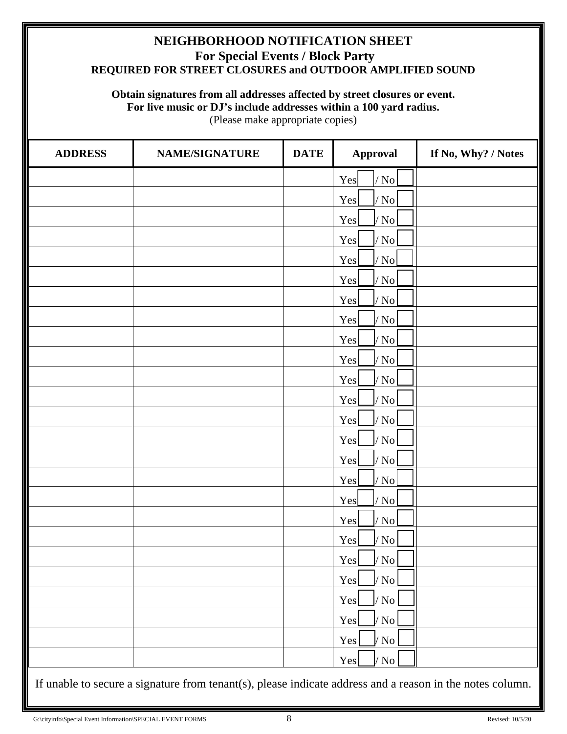# NEIGHBORHOOD NOTIFICATION SHEET

## For Special Events / Block Party

### REQUIRED FOR STREET CLOSURES and OUTDOOR AMPLIFIED SOUND

**Obtain signatures from all addresses affected by street closures or event.**
**For live music or DJ's include addresses within a 100 yard radius.**
(Please make appropriate copies)

| ADDRESS | NAME/SIGNATURE | DATE | Approval | If No, Why? / Notes |
|---|---|---|---|---|
| | | | Yes ☐ / No ☐ | |
| | | | Yes ☐ / No ☐ | |
| | | | Yes ☐ / No ☐ | |
| | | | Yes ☐ / No ☐ | |
| | | | Yes ☐ / No ☐ | |
| | | | Yes ☐ / No ☐ | |
| | | | Yes ☐ / No ☐ | |
| | | | Yes ☐ / No ☐ | |
| | | | Yes ☐ / No ☐ | |
| | | | Yes ☐ / No ☐ | |
| | | | Yes ☐ / No ☐ | |
| | | | Yes ☐ / No ☐ | |
| | | | Yes ☐ / No ☐ | |
| | | | Yes ☐ / No ☐ | |
| | | | Yes ☐ / No ☐ | |
| | | | Yes ☐ / No ☐ | |
| | | | Yes ☐ / No ☐ | |
| | | | Yes ☐ / No ☐ | |
| | | | Yes ☐ / No ☐ | |
| | | | Yes ☐ / No ☐ | |
| | | | Yes ☐ / No ☐ | |
| | | | Yes ☐ / No ☐ | |
| | | | Yes ☐ / No ☐ | |
| | | | Yes ☐ / No ☐ | |
| | | | Yes ☐ / No ☐ | |

If unable to secure a signature from tenant(s), please indicate address and a reason in the notes column.

G:\cityinfo\Special Event Information\SPECIAL EVENT FORMS — Revised: 10/3/20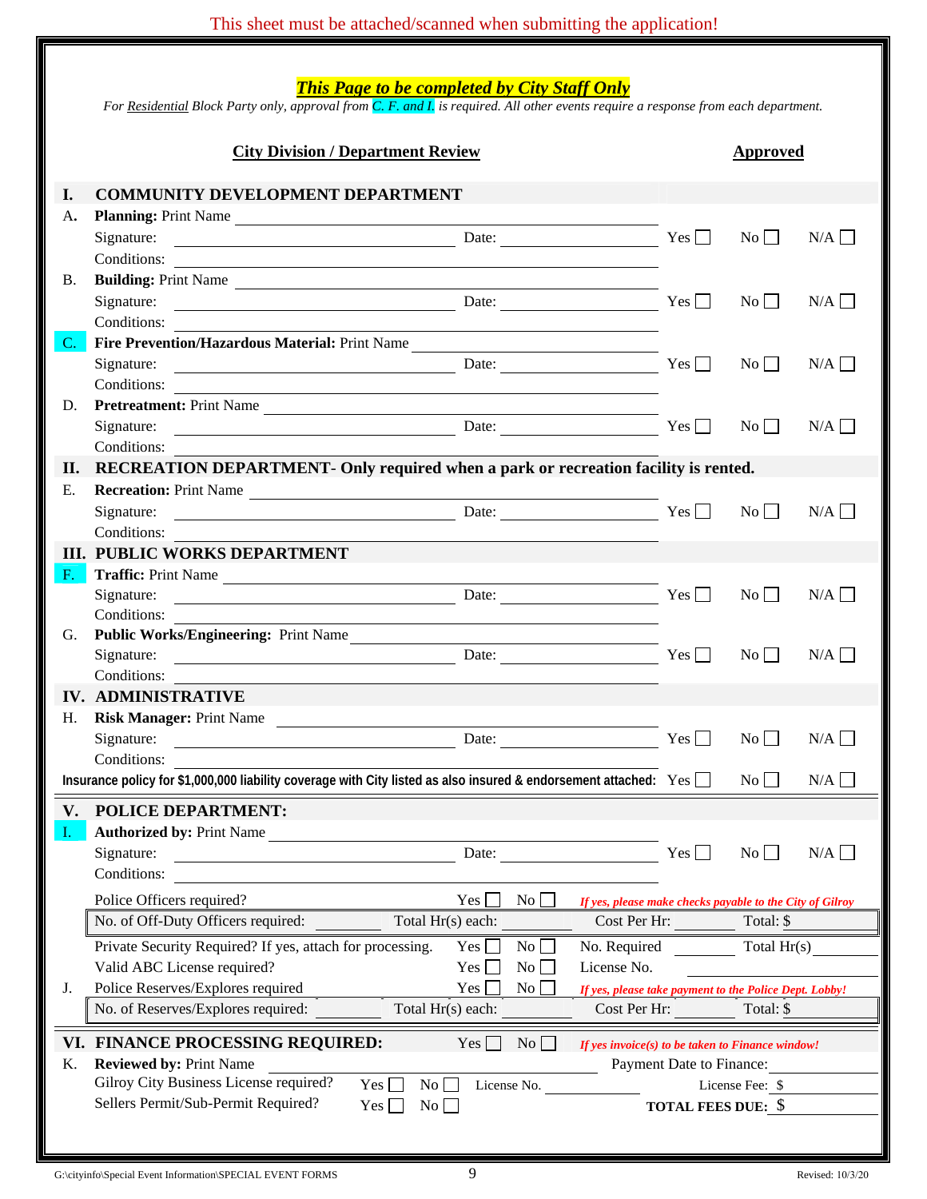This sheet must be attached/scanned when submitting the application!

## ***This Page to be completed by City Staff Only***

*For Residential Block Party only, approval from C. F. and I. is required. All other events require a response from each department.*

**City Division / Department Review** — **Approved**

### I. COMMUNITY DEVELOPMENT DEPARTMENT

A. **Planning:** Print Name ______________________
Signature: ______________ Date: ______________ Yes ☐ No ☐ N/A ☐
Conditions: ______________________

B. **Building:** Print Name ______________________
Signature: ______________ Date: ______________ Yes ☐ No ☐ N/A ☐
Conditions: ______________________

C. **Fire Prevention/Hazardous Material:** Print Name ______________________
Signature: ______________ Date: ______________ Yes ☐ No ☐ N/A ☐
Conditions: ______________________

D. **Pretreatment:** Print Name ______________________
Signature: ______________ Date: ______________ Yes ☐ No ☐ N/A ☐
Conditions: ______________________

### II. RECREATION DEPARTMENT- Only required when a park or recreation facility is rented.

E. **Recreation:** Print Name ______________________
Signature: ______________ Date: ______________ Yes ☐ No ☐ N/A ☐
Conditions: ______________________

### III. PUBLIC WORKS DEPARTMENT

F. **Traffic:** Print Name ______________________
Signature: ______________ Date: ______________ Yes ☐ No ☐ N/A ☐
Conditions: ______________________

G. **Public Works/Engineering:** Print Name ______________________
Signature: ______________ Date: ______________ Yes ☐ No ☐ N/A ☐
Conditions: ______________________

### IV. ADMINISTRATIVE

H. **Risk Manager:** Print Name ______________________
Signature: ______________ Date: ______________ Yes ☐ No ☐ N/A ☐
Conditions: ______________________

**Insurance policy for $1,000,000 liability coverage with City listed as also insured & endorsement attached:** Yes ☐ No ☐ N/A ☐

### V. POLICE DEPARTMENT:

I. **Authorized by:** Print Name ______________________
Signature: ______________ Date: ______________ Yes ☐ No ☐ N/A ☐
Conditions: ______________________

Police Officers required? Yes ☐ No ☐ *If yes, please make checks payable to the City of Gilroy*

No. of Off-Duty Officers required: ________ Total Hr(s) each: ________ Cost Per Hr: ________ Total: $________

Private Security Required? If yes, attach for processing. Yes ☐ No ☐ No. Required ________ Total Hr(s) ________

Valid ABC License required? Yes ☐ No ☐ License No. ________

J. Police Reserves/Explores required Yes ☐ No ☐ *If yes, please take payment to the Police Dept. Lobby!*

No. of Reserves/Explores required: ________ Total Hr(s) each: ________ Cost Per Hr: ________ Total: $________

### VI. FINANCE PROCESSING REQUIRED: Yes ☐ No ☐ *If yes invoice(s) to be taken to Finance window!*

K. **Reviewed by:** Print Name ______________________ Payment Date to Finance: ________

Gilroy City Business License required? Yes ☐ No ☐ License No. ________ License Fee: $________

Sellers Permit/Sub-Permit Required? Yes ☐ No ☐ **TOTAL FEES DUE:** $________

G:\cityinfo\Special Event Information\SPECIAL EVENT FORMS Revised: 10/3/20